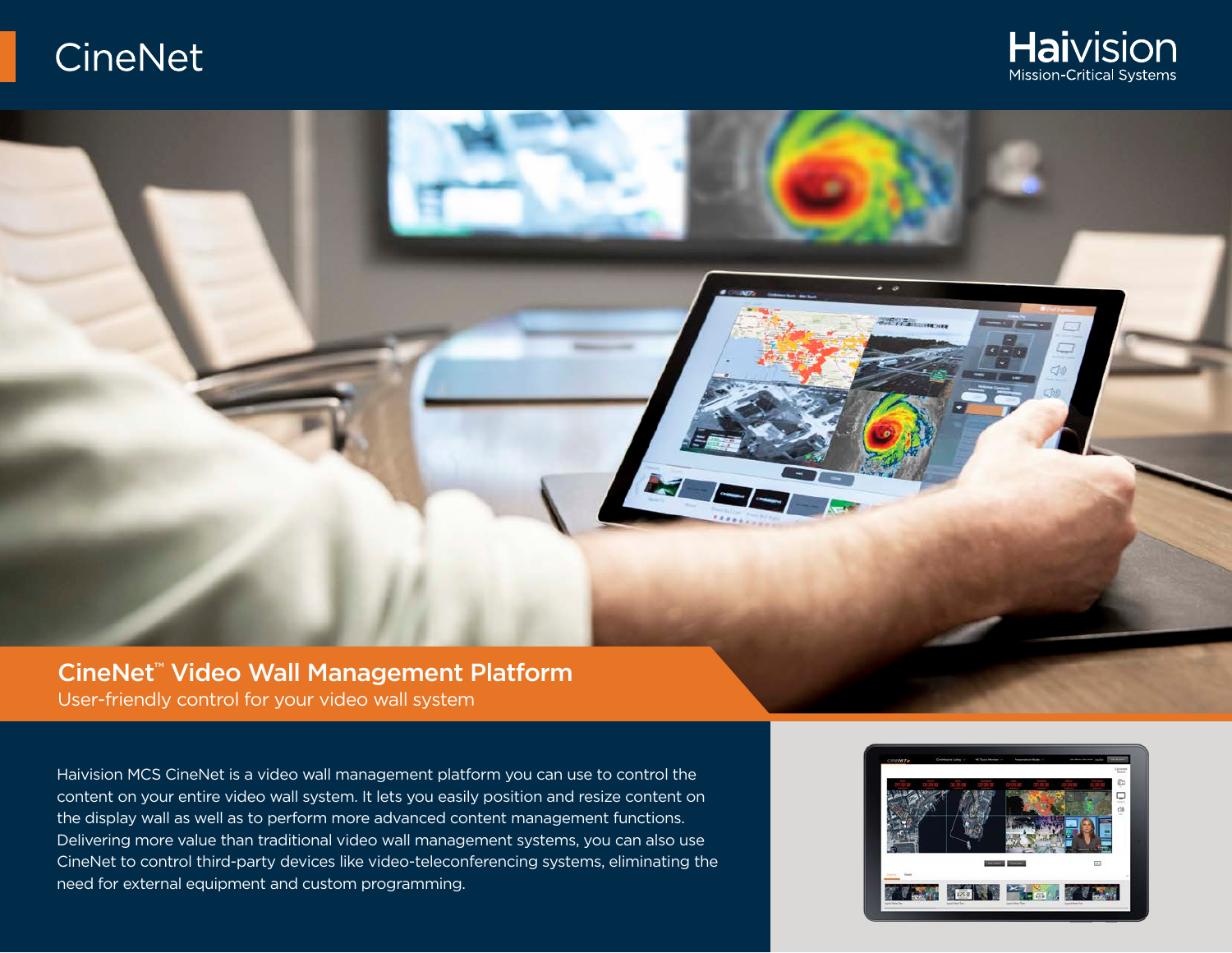# CineNet

Haivision
Mission-Critical Systems

## CineNet™ Video Wall Management Platform

User-friendly control for your video wall system

Haivision MCS CineNet is a video wall management platform you can use to control the content on your entire video wall system. It lets you easily position and resize content on the display wall as well as to perform more advanced content management functions. Delivering more value than traditional video wall management systems, you can also use CineNet to control third-party devices like video-teleconferencing systems, eliminating the need for external equipment and custom programming.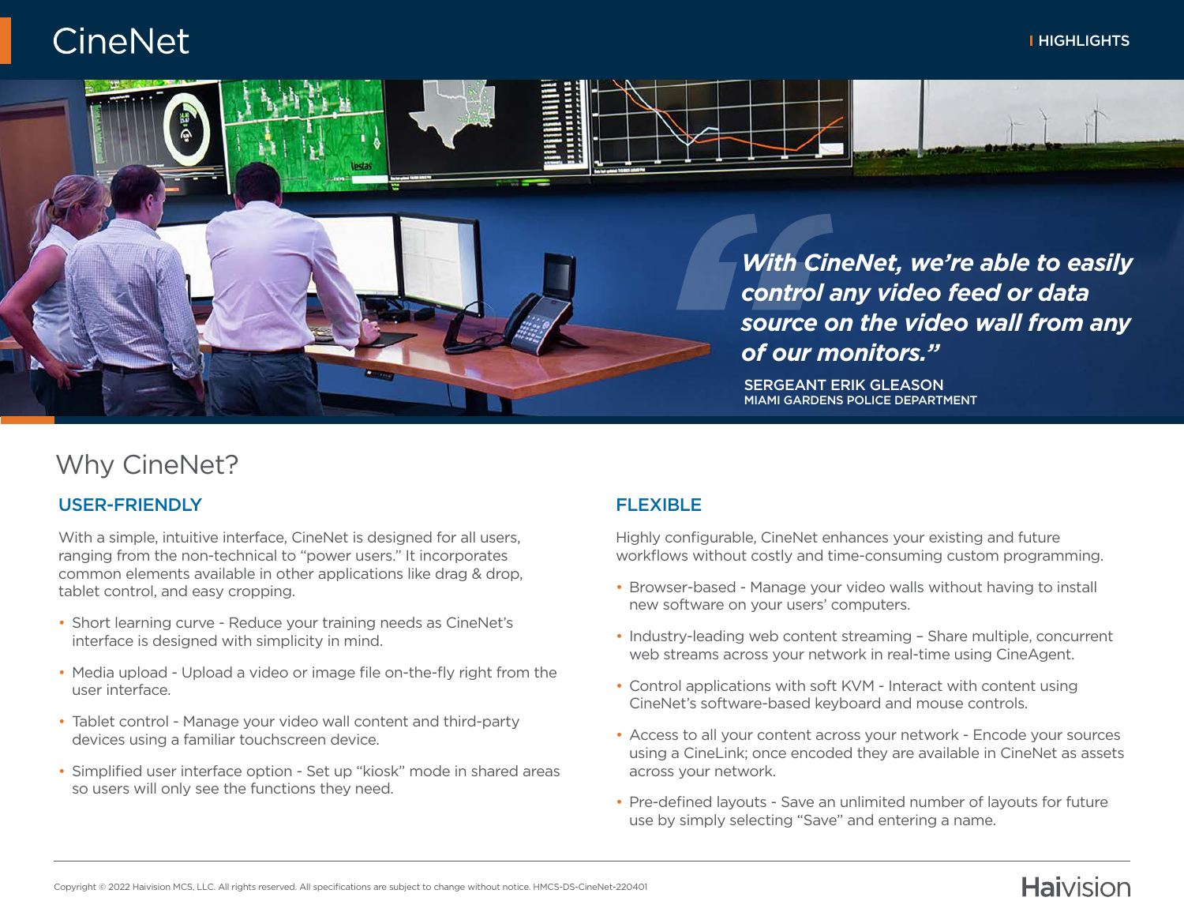# CineNet

HIGHLIGHTS

> ***"With CineNet, we're able to easily control any video feed or data source on the video wall from any of our monitors."***
>
> SERGEANT ERIK GLEASON
> MIAMI GARDENS POLICE DEPARTMENT

## Why CineNet?

### USER-FRIENDLY

With a simple, intuitive interface, CineNet is designed for all users, ranging from the non-technical to "power users." It incorporates common elements available in other applications like drag & drop, tablet control, and easy cropping.

- Short learning curve - Reduce your training needs as CineNet's interface is designed with simplicity in mind.
- Media upload - Upload a video or image file on-the-fly right from the user interface.
- Tablet control - Manage your video wall content and third-party devices using a familiar touchscreen device.
- Simplified user interface option - Set up "kiosk" mode in shared areas so users will only see the functions they need.

### FLEXIBLE

Highly configurable, CineNet enhances your existing and future workflows without costly and time-consuming custom programming.

- Browser-based - Manage your video walls without having to install new software on your users' computers.
- Industry-leading web content streaming – Share multiple, concurrent web streams across your network in real-time using CineAgent.
- Control applications with soft KVM - Interact with content using CineNet's software-based keyboard and mouse controls.
- Access to all your content across your network - Encode your sources using a CineLink; once encoded they are available in CineNet as assets across your network.
- Pre-defined layouts - Save an unlimited number of layouts for future use by simply selecting "Save" and entering a name.

Copyright © 2022 Haivision MCS, LLC. All rights reserved. All specifications are subject to change without notice. HMCS-DS-CineNet-220401

Haivision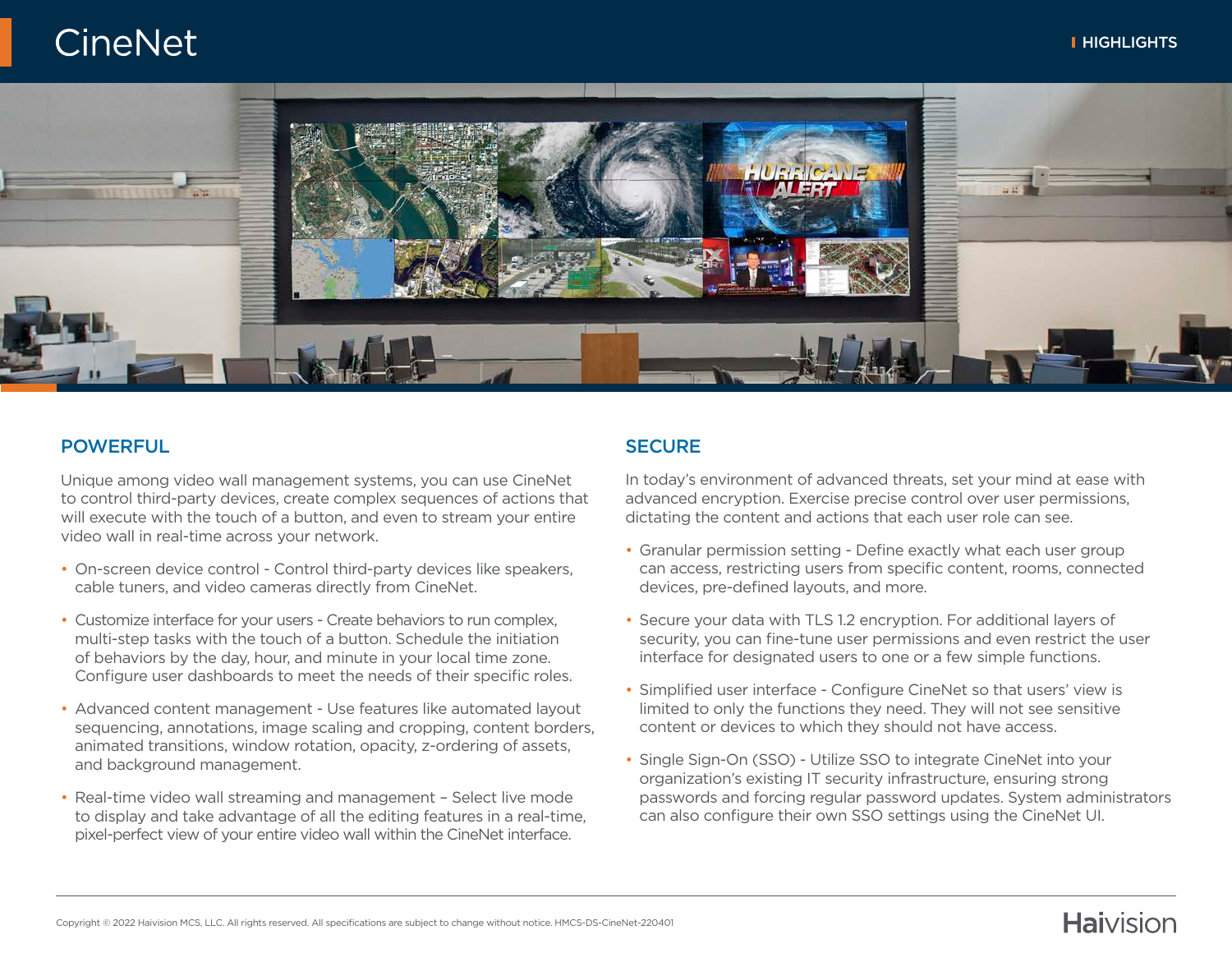# CineNet

HIGHLIGHTS

## POWERFUL

Unique among video wall management systems, you can use CineNet to control third-party devices, create complex sequences of actions that will execute with the touch of a button, and even to stream your entire video wall in real-time across your network.

- On-screen device control - Control third-party devices like speakers, cable tuners, and video cameras directly from CineNet.
- Customize interface for your users - Create behaviors to run complex, multi-step tasks with the touch of a button. Schedule the initiation of behaviors by the day, hour, and minute in your local time zone. Configure user dashboards to meet the needs of their specific roles.
- Advanced content management - Use features like automated layout sequencing, annotations, image scaling and cropping, content borders, animated transitions, window rotation, opacity, z-ordering of assets, and background management.
- Real-time video wall streaming and management – Select live mode to display and take advantage of all the editing features in a real-time, pixel-perfect view of your entire video wall within the CineNet interface.

## SECURE

In today's environment of advanced threats, set your mind at ease with advanced encryption. Exercise precise control over user permissions, dictating the content and actions that each user role can see.

- Granular permission setting - Define exactly what each user group can access, restricting users from specific content, rooms, connected devices, pre-defined layouts, and more.
- Secure your data with TLS 1.2 encryption. For additional layers of security, you can fine-tune user permissions and even restrict the user interface for designated users to one or a few simple functions.
- Simplified user interface - Configure CineNet so that users' view is limited to only the functions they need. They will not see sensitive content or devices to which they should not have access.
- Single Sign-On (SSO) - Utilize SSO to integrate CineNet into your organization's existing IT security infrastructure, ensuring strong passwords and forcing regular password updates. System administrators can also configure their own SSO settings using the CineNet UI.

Copyright © 2022 Haivision MCS, LLC. All rights reserved. All specifications are subject to change without notice. HMCS-DS-CineNet-220401

Haivision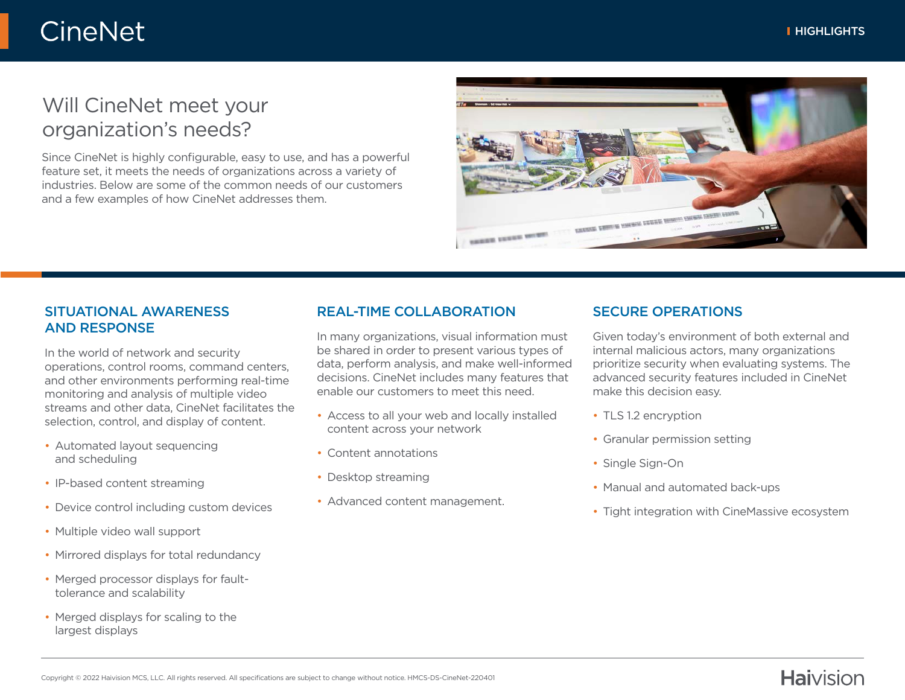# CineNet

HIGHLIGHTS

## Will CineNet meet your organization's needs?

Since CineNet is highly configurable, easy to use, and has a powerful feature set, it meets the needs of organizations across a variety of industries. Below are some of the common needs of our customers and a few examples of how CineNet addresses them.

### SITUATIONAL AWARENESS AND RESPONSE

In the world of network and security operations, control rooms, command centers, and other environments performing real-time monitoring and analysis of multiple video streams and other data, CineNet facilitates the selection, control, and display of content.

- Automated layout sequencing and scheduling
- IP-based content streaming
- Device control including custom devices
- Multiple video wall support
- Mirrored displays for total redundancy
- Merged processor displays for fault-tolerance and scalability
- Merged displays for scaling to the largest displays

### REAL-TIME COLLABORATION

In many organizations, visual information must be shared in order to present various types of data, perform analysis, and make well-informed decisions. CineNet includes many features that enable our customers to meet this need.

- Access to all your web and locally installed content across your network
- Content annotations
- Desktop streaming
- Advanced content management.

### SECURE OPERATIONS

Given today's environment of both external and internal malicious actors, many organizations prioritize security when evaluating systems. The advanced security features included in CineNet make this decision easy.

- TLS 1.2 encryption
- Granular permission setting
- Single Sign-On
- Manual and automated back-ups
- Tight integration with CineMassive ecosystem

Copyright © 2022 Haivision MCS, LLC. All rights reserved. All specifications are subject to change without notice. HMCS-DS-CineNet-220401

Haivision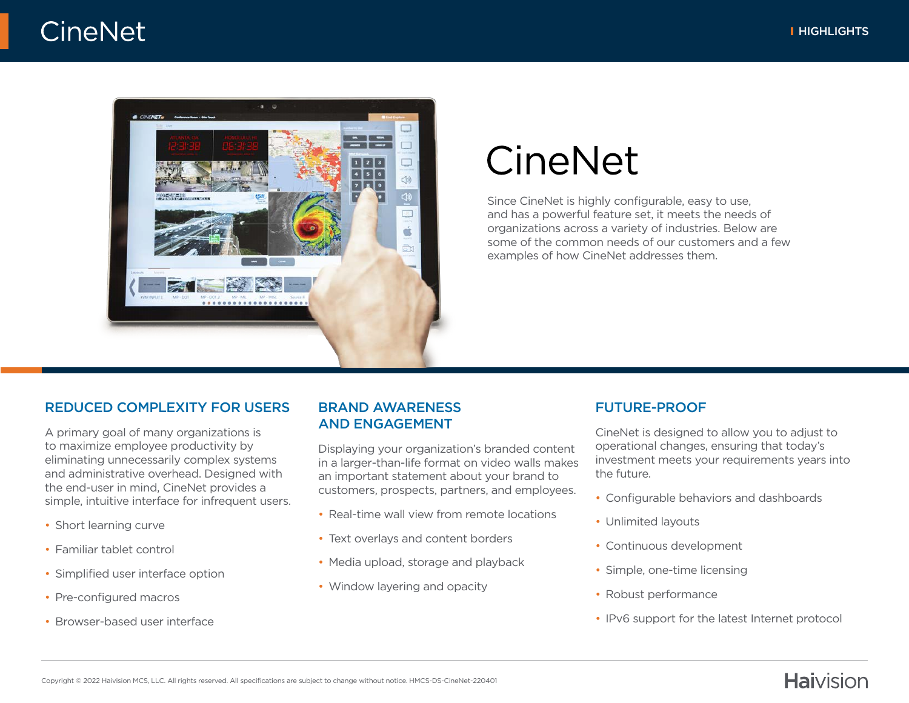# CineNet

Since CineNet is highly configurable, easy to use, and has a powerful feature set, it meets the needs of organizations across a variety of industries. Below are some of the common needs of our customers and a few examples of how CineNet addresses them.

## REDUCED COMPLEXITY FOR USERS

A primary goal of many organizations is to maximize employee productivity by eliminating unnecessarily complex systems and administrative overhead. Designed with the end-user in mind, CineNet provides a simple, intuitive interface for infrequent users.

- Short learning curve
- Familiar tablet control
- Simplified user interface option
- Pre-configured macros
- Browser-based user interface

## BRAND AWARENESS AND ENGAGEMENT

Displaying your organization's branded content in a larger-than-life format on video walls makes an important statement about your brand to customers, prospects, partners, and employees.

- Real-time wall view from remote locations
- Text overlays and content borders
- Media upload, storage and playback
- Window layering and opacity

## FUTURE-PROOF

CineNet is designed to allow you to adjust to operational changes, ensuring that today's investment meets your requirements years into the future.

- Configurable behaviors and dashboards
- Unlimited layouts
- Continuous development
- Simple, one-time licensing
- Robust performance
- IPv6 support for the latest Internet protocol

Copyright © 2022 Haivision MCS, LLC. All rights reserved. All specifications are subject to change without notice. HMCS-DS-CineNet-220401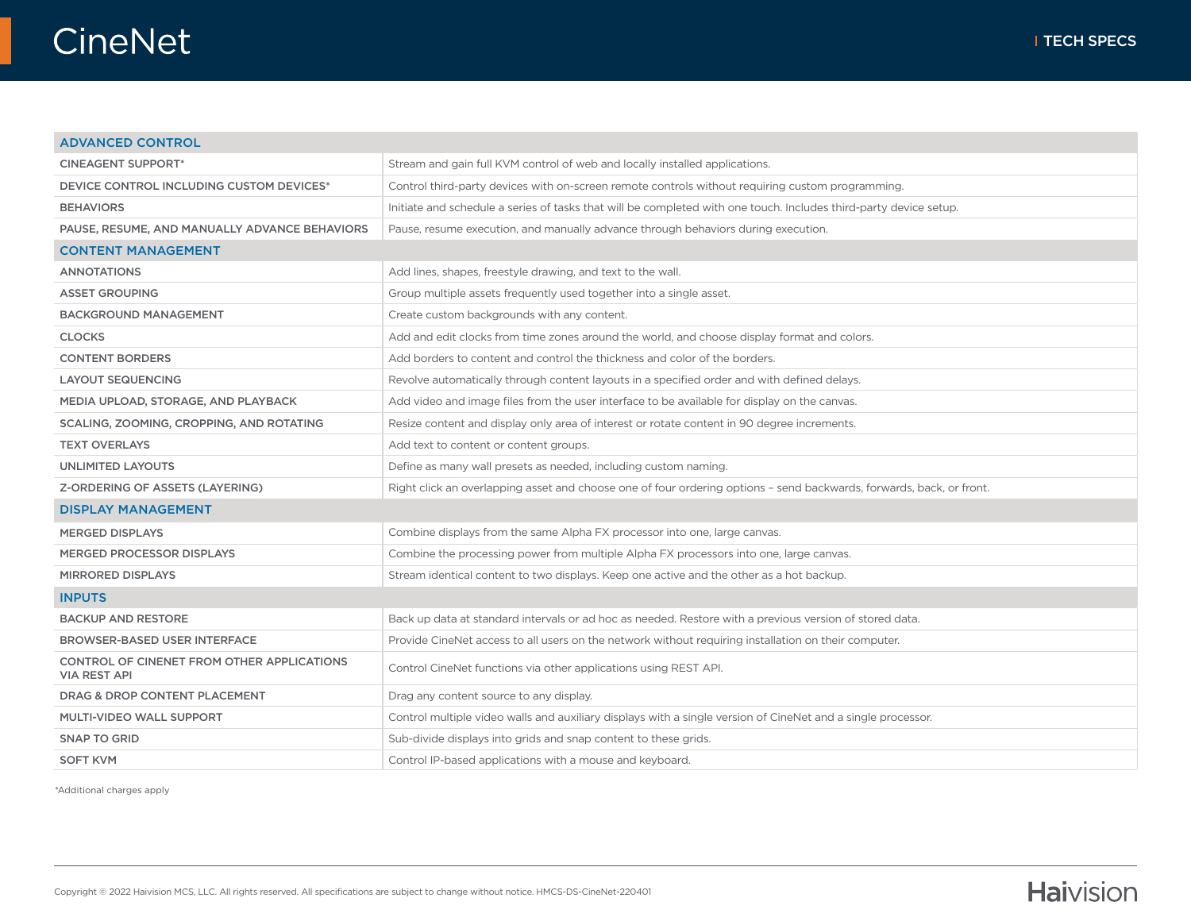# CineNet

## TECH SPECS

| ADVANCED CONTROL | |
|---|---|
| CINEAGENT SUPPORT* | Stream and gain full KVM control of web and locally installed applications. |
| DEVICE CONTROL INCLUDING CUSTOM DEVICES* | Control third-party devices with on-screen remote controls without requiring custom programming. |
| BEHAVIORS | Initiate and schedule a series of tasks that will be completed with one touch. Includes third-party device setup. |
| PAUSE, RESUME, AND MANUALLY ADVANCE BEHAVIORS | Pause, resume execution, and manually advance through behaviors during execution. |
| **CONTENT MANAGEMENT** | |
| ANNOTATIONS | Add lines, shapes, freestyle drawing, and text to the wall. |
| ASSET GROUPING | Group multiple assets frequently used together into a single asset. |
| BACKGROUND MANAGEMENT | Create custom backgrounds with any content. |
| CLOCKS | Add and edit clocks from time zones around the world, and choose display format and colors. |
| CONTENT BORDERS | Add borders to content and control the thickness and color of the borders. |
| LAYOUT SEQUENCING | Revolve automatically through content layouts in a specified order and with defined delays. |
| MEDIA UPLOAD, STORAGE, AND PLAYBACK | Add video and image files from the user interface to be available for display on the canvas. |
| SCALING, ZOOMING, CROPPING, AND ROTATING | Resize content and display only area of interest or rotate content in 90 degree increments. |
| TEXT OVERLAYS | Add text to content or content groups. |
| UNLIMITED LAYOUTS | Define as many wall presets as needed, including custom naming. |
| Z-ORDERING OF ASSETS (LAYERING) | Right click an overlapping asset and choose one of four ordering options – send backwards, forwards, back, or front. |
| **DISPLAY MANAGEMENT** | |
| MERGED DISPLAYS | Combine displays from the same Alpha FX processor into one, large canvas. |
| MERGED PROCESSOR DISPLAYS | Combine the processing power from multiple Alpha FX processors into one, large canvas. |
| MIRRORED DISPLAYS | Stream identical content to two displays. Keep one active and the other as a hot backup. |
| **INPUTS** | |
| BACKUP AND RESTORE | Back up data at standard intervals or ad hoc as needed. Restore with a previous version of stored data. |
| BROWSER-BASED USER INTERFACE | Provide CineNet access to all users on the network without requiring installation on their computer. |
| CONTROL OF CINENET FROM OTHER APPLICATIONS VIA REST API | Control CineNet functions via other applications using REST API. |
| DRAG & DROP CONTENT PLACEMENT | Drag any content source to any display. |
| MULTI-VIDEO WALL SUPPORT | Control multiple video walls and auxiliary displays with a single version of CineNet and a single processor. |
| SNAP TO GRID | Sub-divide displays into grids and snap content to these grids. |
| SOFT KVM | Control IP-based applications with a mouse and keyboard. |

*Additional charges apply

Copyright © 2022 Haivision MCS, LLC. All rights reserved. All specifications are subject to change without notice. HMCS-DS-CineNet-220401

Haivision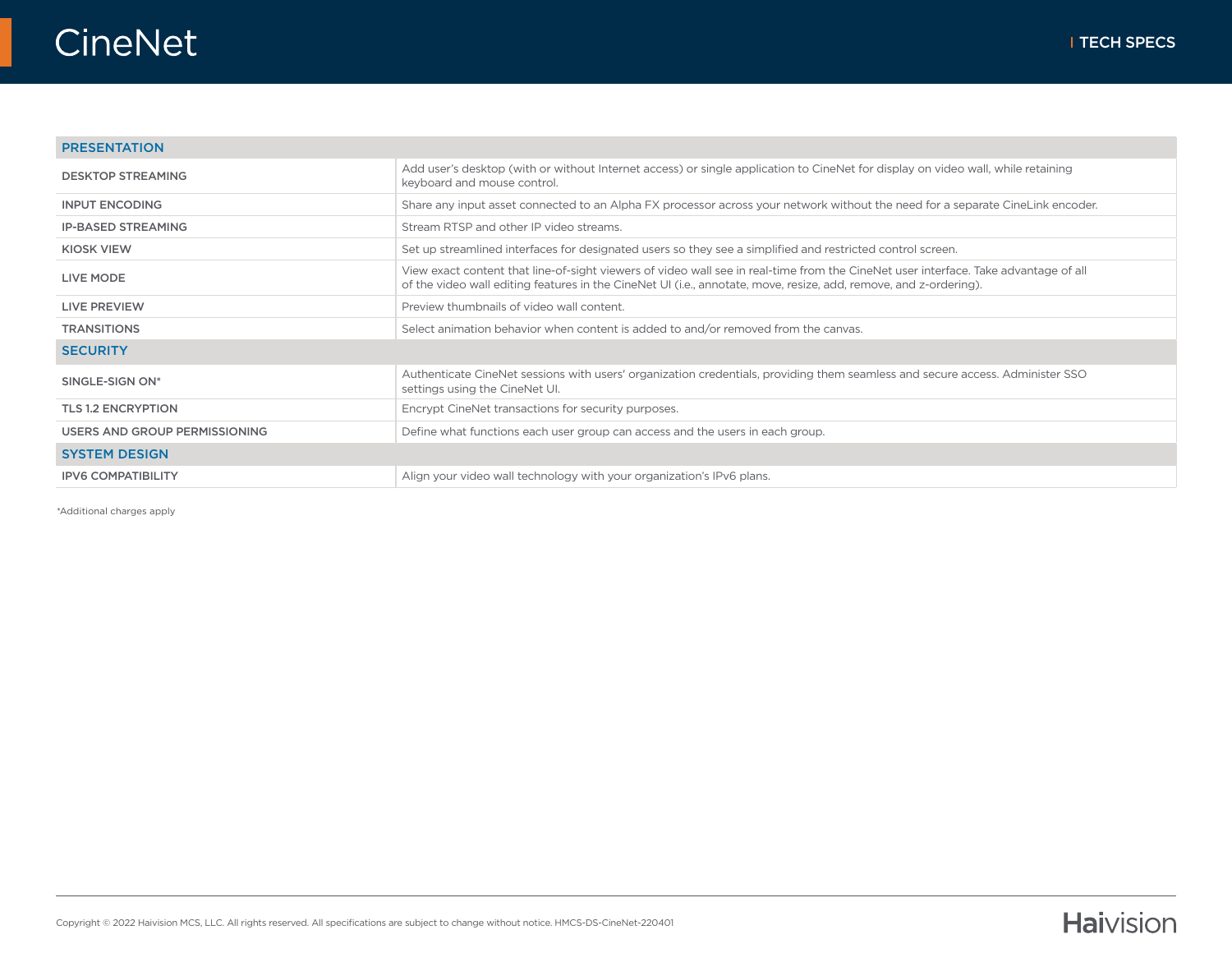| PRESENTATION | |
|---|---|
| DESKTOP STREAMING | Add user's desktop (with or without Internet access) or single application to CineNet for display on video wall, while retaining keyboard and mouse control. |
| INPUT ENCODING | Share any input asset connected to an Alpha FX processor across your network without the need for a separate CineLink encoder. |
| IP-BASED STREAMING | Stream RTSP and other IP video streams. |
| KIOSK VIEW | Set up streamlined interfaces for designated users so they see a simplified and restricted control screen. |
| LIVE MODE | View exact content that line-of-sight viewers of video wall see in real-time from the CineNet user interface. Take advantage of all of the video wall editing features in the CineNet UI (i.e., annotate, move, resize, add, remove, and z-ordering). |
| LIVE PREVIEW | Preview thumbnails of video wall content. |
| TRANSITIONS | Select animation behavior when content is added to and/or removed from the canvas. |
| **SECURITY** | |
| SINGLE-SIGN ON* | Authenticate CineNet sessions with users' organization credentials, providing them seamless and secure access. Administer SSO settings using the CineNet UI. |
| TLS 1.2 ENCRYPTION | Encrypt CineNet transactions for security purposes. |
| USERS AND GROUP PERMISSIONING | Define what functions each user group can access and the users in each group. |
| **SYSTEM DESIGN** | |
| IPV6 COMPATIBILITY | Align your video wall technology with your organization's IPv6 plans. |

*Additional charges apply

Copyright © 2022 Haivision MCS, LLC. All rights reserved. All specifications are subject to change without notice. HMCS-DS-CineNet-220401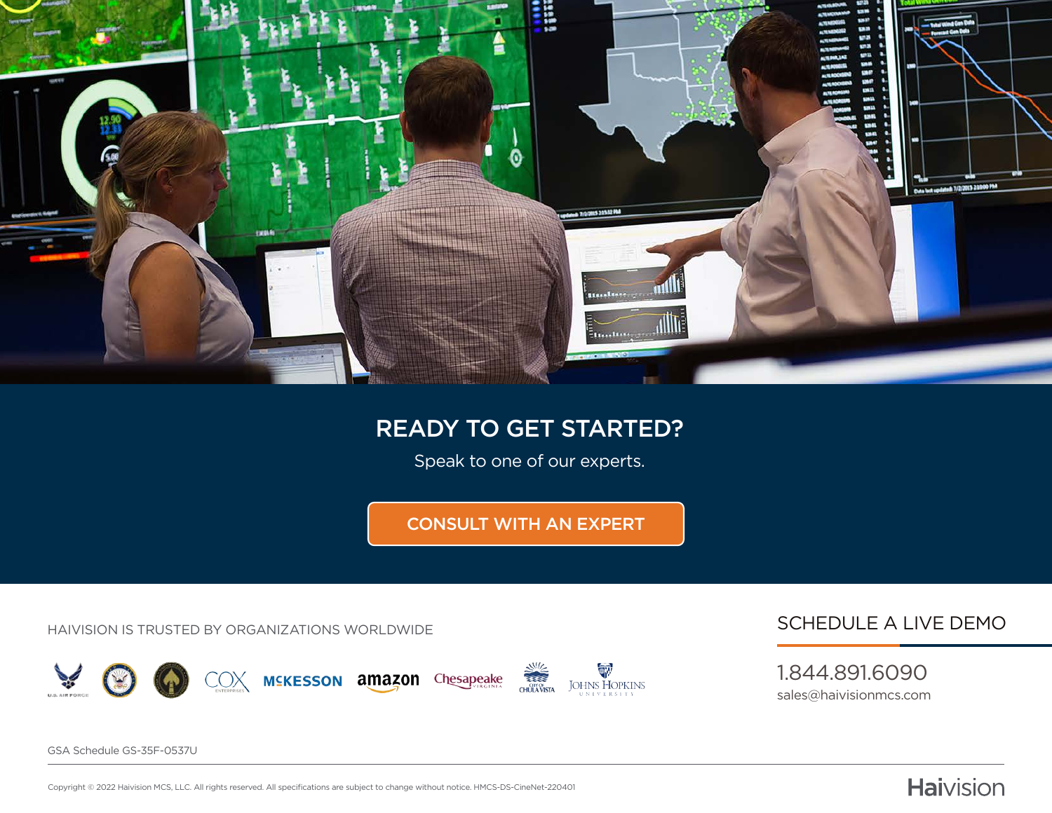## READY TO GET STARTED?

Speak to one of our experts.

CONSULT WITH AN EXPERT

HAIVISION IS TRUSTED BY ORGANIZATIONS WORLDWIDE

## SCHEDULE A LIVE DEMO

1.844.891.6090

sales@haivisionmcs.com

GSA Schedule GS-35F-0537U

Copyright © 2022 Haivision MCS, LLC. All rights reserved. All specifications are subject to change without notice. HMCS-DS-CineNet-220401

Haivision